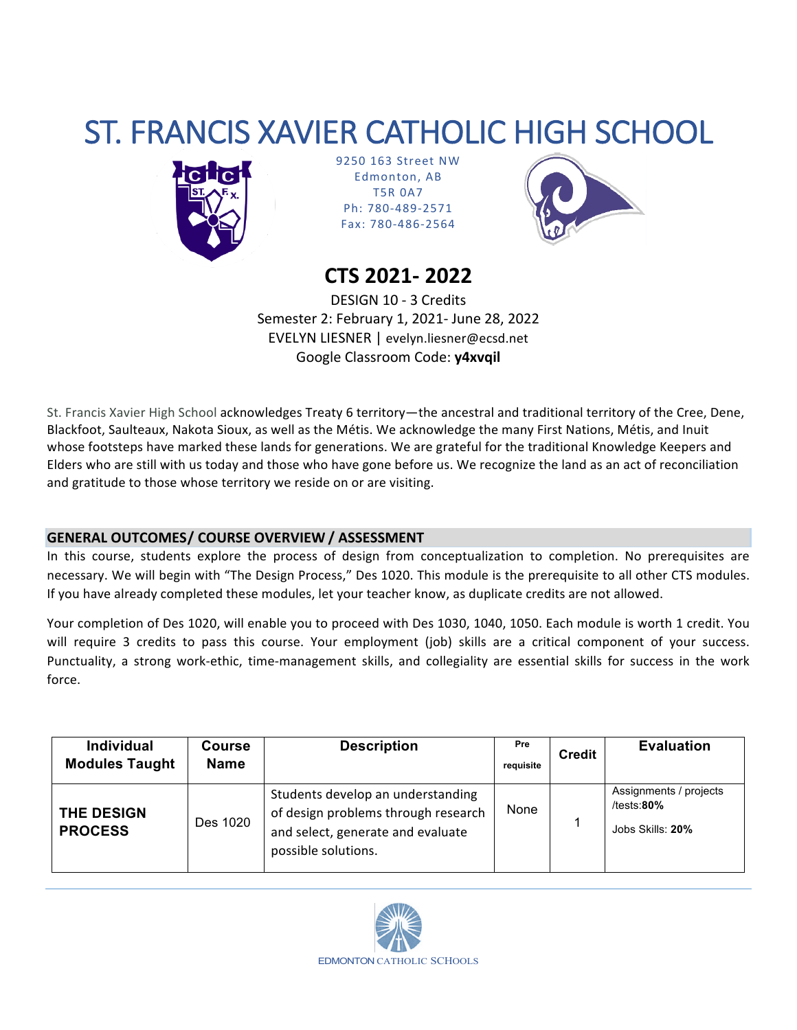# ST. FRANCIS XAVIER CATHOLIC HIGH SCHOOL

9250 163 Street NW
Edmonton, AB
T5R 0A7
Ph: 780-489-2571
Fax: 780-486-2564

## CTS 2021- 2022

DESIGN 10 - 3 Credits
Semester 2: February 1, 2021- June 28, 2022
EVELYN LIESNER | evelyn.liesner@ecsd.net
Google Classroom Code: **y4xvqil**

St. Francis Xavier High School acknowledges Treaty 6 territory—the ancestral and traditional territory of the Cree, Dene, Blackfoot, Saulteaux, Nakota Sioux, as well as the Métis. We acknowledge the many First Nations, Métis, and Inuit whose footsteps have marked these lands for generations. We are grateful for the traditional Knowledge Keepers and Elders who are still with us today and those who have gone before us. We recognize the land as an act of reconciliation and gratitude to those whose territory we reside on or are visiting.

### GENERAL OUTCOMES/ COURSE OVERVIEW / ASSESSMENT

In this course, students explore the process of design from conceptualization to completion. No prerequisites are necessary. We will begin with "The Design Process," Des 1020. This module is the prerequisite to all other CTS modules. If you have already completed these modules, let your teacher know, as duplicate credits are not allowed.

Your completion of Des 1020, will enable you to proceed with Des 1030, 1040, 1050. Each module is worth 1 credit. You will require 3 credits to pass this course. Your employment (job) skills are a critical component of your success. Punctuality, a strong work-ethic, time-management skills, and collegiality are essential skills for success in the work force.

| Individual Modules Taught | Course Name | Description | Pre requisite | Credit | Evaluation |
|---|---|---|---|---|---|
| **THE DESIGN PROCESS** | Des 1020 | Students develop an understanding of design problems through research and select, generate and evaluate possible solutions. | None | 1 | Assignments / projects /tests:**80%**<br>Jobs Skills: **20%** |

EDMONTON CATHOLIC SCHOOLS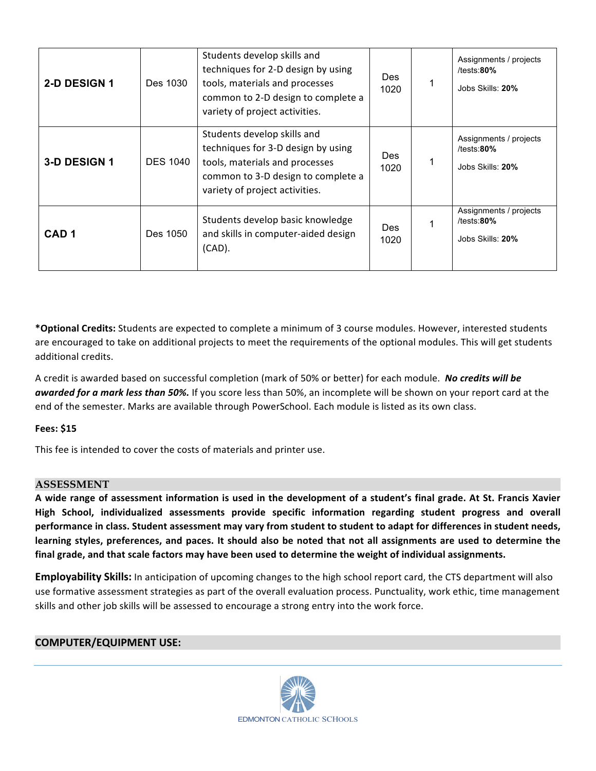| | | | | | |
|---|---|---|---|---|---|
| **2-D DESIGN 1** | Des 1030 | Students develop skills and techniques for 2-D design by using tools, materials and processes common to 2-D design to complete a variety of project activities. | Des 1020 | 1 | Assignments / projects /tests:**80%**<br><br>Jobs Skills: **20%** |
| **3-D DESIGN 1** | DES 1040 | Students develop skills and techniques for 3-D design by using tools, materials and processes common to 3-D design to complete a variety of project activities. | Des 1020 | 1 | Assignments / projects /tests:**80%**<br><br>Jobs Skills: **20%** |
| **CAD 1** | Des 1050 | Students develop basic knowledge and skills in computer-aided design (CAD). | Des 1020 | 1 | Assignments / projects /tests:**80%**<br><br>Jobs Skills: **20%** |

***Optional Credits:** Students are expected to complete a minimum of 3 course modules. However, interested students are encouraged to take on additional projects to meet the requirements of the optional modules. This will get students additional credits.

A credit is awarded based on successful completion (mark of 50% or better) for each module. ***No credits will be awarded for a mark less than 50%.*** If you score less than 50%, an incomplete will be shown on your report card at the end of the semester. Marks are available through PowerSchool. Each module is listed as its own class.

**Fees: $15**

This fee is intended to cover the costs of materials and printer use.

## ASSESSMENT

**A wide range of assessment information is used in the development of a student's final grade. At St. Francis Xavier High School, individualized assessments provide specific information regarding student progress and overall performance in class. Student assessment may vary from student to student to adapt for differences in student needs, learning styles, preferences, and paces. It should also be noted that not all assignments are used to determine the final grade, and that scale factors may have been used to determine the weight of individual assignments.**

**Employability Skills:** In anticipation of upcoming changes to the high school report card, the CTS department will also use formative assessment strategies as part of the overall evaluation process. Punctuality, work ethic, time management skills and other job skills will be assessed to encourage a strong entry into the work force.

## COMPUTER/EQUIPMENT USE: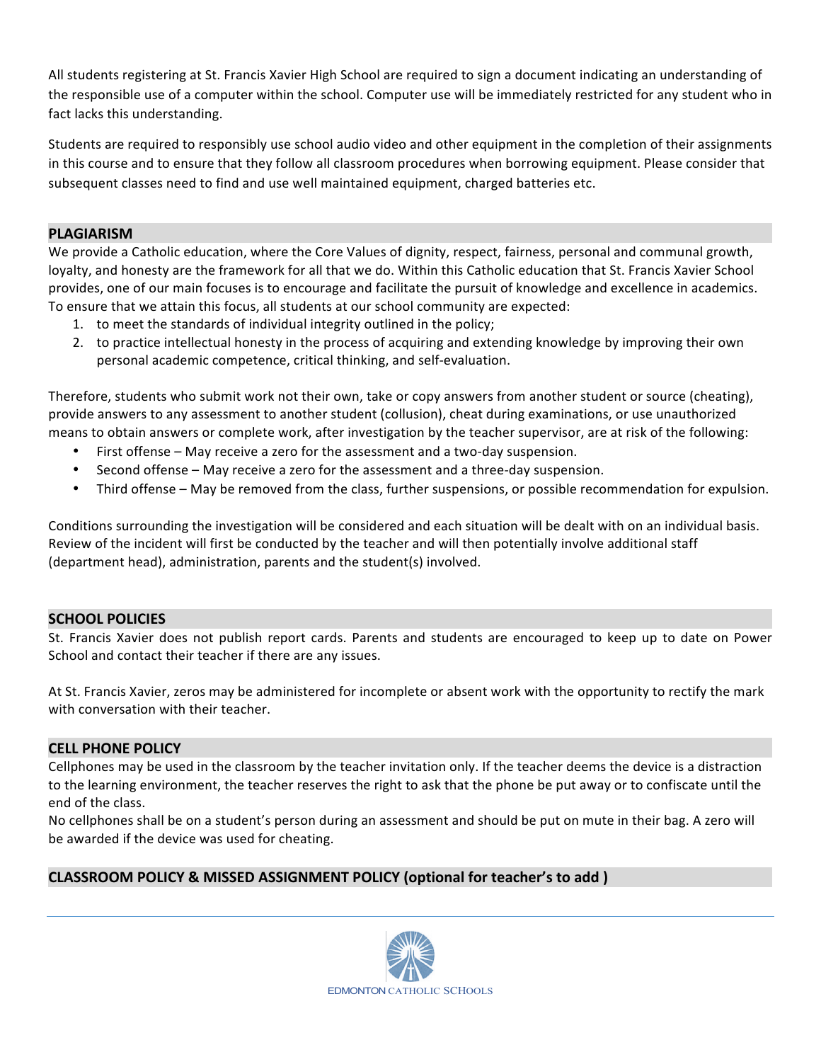All students registering at St. Francis Xavier High School are required to sign a document indicating an understanding of the responsible use of a computer within the school. Computer use will be immediately restricted for any student who in fact lacks this understanding.

Students are required to responsibly use school audio video and other equipment in the completion of their assignments in this course and to ensure that they follow all classroom procedures when borrowing equipment. Please consider that subsequent classes need to find and use well maintained equipment, charged batteries etc.

## PLAGIARISM

We provide a Catholic education, where the Core Values of dignity, respect, fairness, personal and communal growth, loyalty, and honesty are the framework for all that we do. Within this Catholic education that St. Francis Xavier School provides, one of our main focuses is to encourage and facilitate the pursuit of knowledge and excellence in academics. To ensure that we attain this focus, all students at our school community are expected:

1. to meet the standards of individual integrity outlined in the policy;
2. to practice intellectual honesty in the process of acquiring and extending knowledge by improving their own personal academic competence, critical thinking, and self-evaluation.

Therefore, students who submit work not their own, take or copy answers from another student or source (cheating), provide answers to any assessment to another student (collusion), cheat during examinations, or use unauthorized means to obtain answers or complete work, after investigation by the teacher supervisor, are at risk of the following:

- First offense – May receive a zero for the assessment and a two-day suspension.
- Second offense – May receive a zero for the assessment and a three-day suspension.
- Third offense – May be removed from the class, further suspensions, or possible recommendation for expulsion.

Conditions surrounding the investigation will be considered and each situation will be dealt with on an individual basis. Review of the incident will first be conducted by the teacher and will then potentially involve additional staff (department head), administration, parents and the student(s) involved.

## SCHOOL POLICIES

St. Francis Xavier does not publish report cards. Parents and students are encouraged to keep up to date on Power School and contact their teacher if there are any issues.

At St. Francis Xavier, zeros may be administered for incomplete or absent work with the opportunity to rectify the mark with conversation with their teacher.

## CELL PHONE POLICY

Cellphones may be used in the classroom by the teacher invitation only. If the teacher deems the device is a distraction to the learning environment, the teacher reserves the right to ask that the phone be put away or to confiscate until the end of the class.

No cellphones shall be on a student's person during an assessment and should be put on mute in their bag. A zero will be awarded if the device was used for cheating.

## CLASSROOM POLICY & MISSED ASSIGNMENT POLICY (optional for teacher's to add )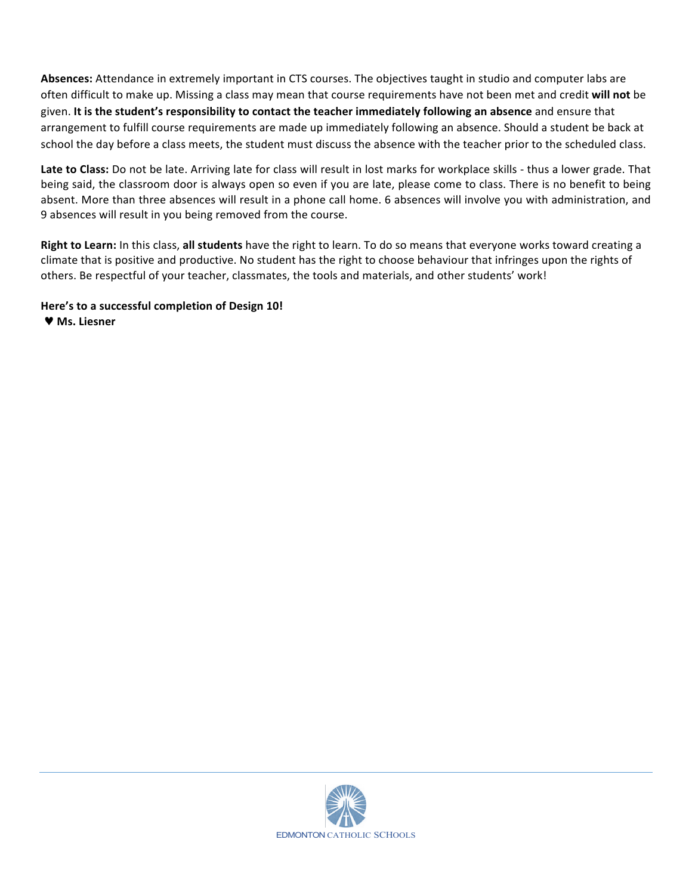**Absences:** Attendance in extremely important in CTS courses. The objectives taught in studio and computer labs are often difficult to make up. Missing a class may mean that course requirements have not been met and credit **will not** be given. **It is the student's responsibility to contact the teacher immediately following an absence** and ensure that arrangement to fulfill course requirements are made up immediately following an absence. Should a student be back at school the day before a class meets, the student must discuss the absence with the teacher prior to the scheduled class.

**Late to Class:** Do not be late. Arriving late for class will result in lost marks for workplace skills - thus a lower grade. That being said, the classroom door is always open so even if you are late, please come to class. There is no benefit to being absent. More than three absences will result in a phone call home. 6 absences will involve you with administration, and 9 absences will result in you being removed from the course.

**Right to Learn:** In this class, **all students** have the right to learn. To do so means that everyone works toward creating a climate that is positive and productive. No student has the right to choose behaviour that infringes upon the rights of others. Be respectful of your teacher, classmates, the tools and materials, and other students' work!

**Here's to a successful completion of Design 10!**
**♥ Ms. Liesner**